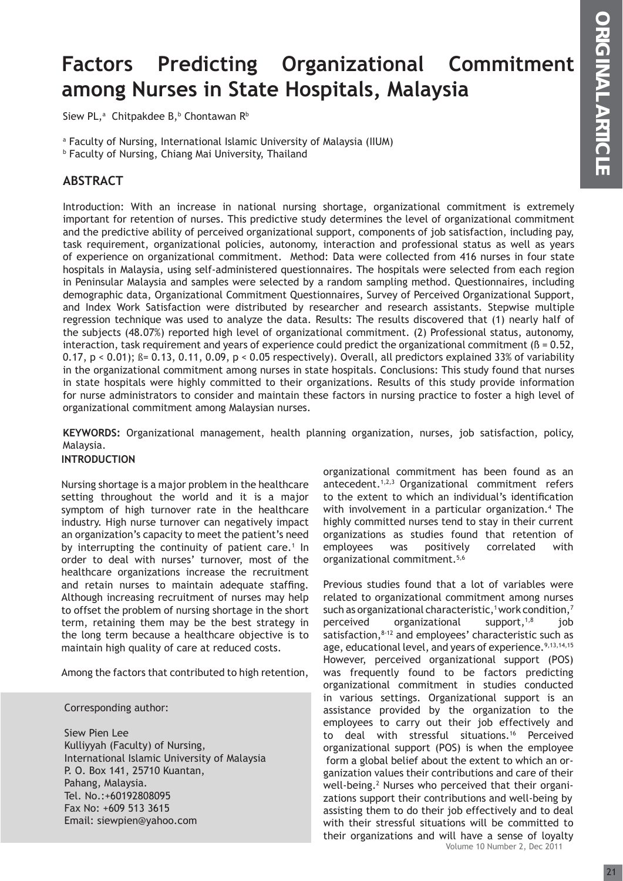# Factors Predicting Organizational Commitment among Nurses in State Hospitals, Malaysia

Siew PL,[a] Chitpakdee B,[b] Chontawan R[b]

[a] Faculty of Nursing, International Islamic University of Malaysia (IIUM)
[b] Faculty of Nursing, Chiang Mai University, Thailand

## ABSTRACT

Introduction: With an increase in national nursing shortage, organizational commitment is extremely important for retention of nurses. This predictive study determines the level of organizational commitment and the predictive ability of perceived organizational support, components of job satisfaction, including pay, task requirement, organizational policies, autonomy, interaction and professional status as well as years of experience on organizational commitment. Method: Data were collected from 416 nurses in four state hospitals in Malaysia, using self-administered questionnaires. The hospitals were selected from each region in Peninsular Malaysia and samples were selected by a random sampling method. Questionnaires, including demographic data, Organizational Commitment Questionnaires, Survey of Perceived Organizational Support, and Index Work Satisfaction were distributed by researcher and research assistants. Stepwise multiple regression technique was used to analyze the data. Results: The results discovered that (1) nearly half of the subjects (48.07%) reported high level of organizational commitment. (2) Professional status, autonomy, interaction, task requirement and years of experience could predict the organizational commitment ($ß = 0.52$, $0.17$, $p < 0.01$); $ß = 0.13$, $0.11$, $0.09$, $p < 0.05$ respectively). Overall, all predictors explained 33% of variability in the organizational commitment among nurses in state hospitals. Conclusions: This study found that nurses in state hospitals were highly committed to their organizations. Results of this study provide information for nurse administrators to consider and maintain these factors in nursing practice to foster a high level of organizational commitment among Malaysian nurses.

**KEYWORDS:** Organizational management, health planning organization, nurses, job satisfaction, policy, Malaysia.

## INTRODUCTION

Nursing shortage is a major problem in the healthcare setting throughout the world and it is a major symptom of high turnover rate in the healthcare industry. High nurse turnover can negatively impact an organization's capacity to meet the patient's need by interrupting the continuity of patient care.[1] In order to deal with nurses' turnover, most of the healthcare organizations increase the recruitment and retain nurses to maintain adequate staffing. Although increasing recruitment of nurses may help to offset the problem of nursing shortage in the short term, retaining them may be the best strategy in the long term because a healthcare objective is to maintain high quality of care at reduced costs.

Among the factors that contributed to high retention, organizational commitment has been found as an antecedent.[1,2,3] Organizational commitment refers to the extent to which an individual's identification with involvement in a particular organization.[4] The highly committed nurses tend to stay in their current organizations as studies found that retention of employees was positively correlated with organizational commitment.[5,6]

Previous studies found that a lot of variables were related to organizational commitment among nurses such as organizational characteristic,[1] work condition,[7] perceived organizational support,[1,8] job satisfaction,[8-12] and employees' characteristic such as age, educational level, and years of experience.[9,13,14,15] However, perceived organizational support (POS) was frequently found to be factors predicting organizational commitment in studies conducted in various settings. Organizational support is an assistance provided by the organization to the employees to carry out their job effectively and to deal with stressful situations.[16] Perceived organizational support (POS) is when the employee form a global belief about the extent to which an organization values their contributions and care of their well-being.[2] Nurses who perceived that their organizations support their contributions and well-being by assisting them to do their job effectively and to deal with their stressful situations will be committed to their organizations and will have a sense of loyalty

Corresponding author:

Siew Pien Lee
Kulliyyah (Faculty) of Nursing,
International Islamic University of Malaysia
P. O. Box 141, 25710 Kuantan,
Pahang, Malaysia.
Tel. No.:+60192808095
Fax No: +609 513 3615
Email: siewpien@yahoo.com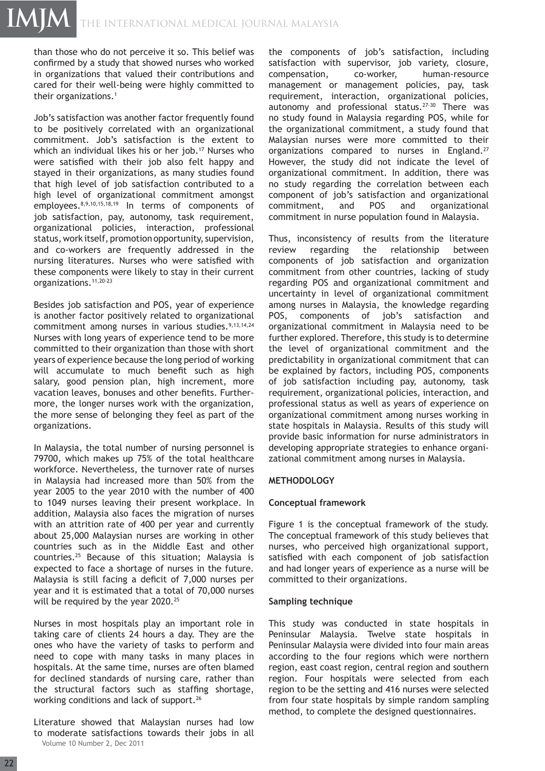than those who do not perceive it so. This belief was confirmed by a study that showed nurses who worked in organizations that valued their contributions and cared for their well-being were highly committed to their organizations.[1]

Job's satisfaction was another factor frequently found to be positively correlated with an organizational commitment. Job's satisfaction is the extent to which an individual likes his or her job.[17] Nurses who were satisfied with their job also felt happy and stayed in their organizations, as many studies found that high level of job satisfaction contributed to a high level of organizational commitment amongst employees.[8,9,10,15,18,19] In terms of components of job satisfaction, pay, autonomy, task requirement, organizational policies, interaction, professional status, work itself, promotion opportunity, supervision, and co-workers are frequently addressed in the nursing literatures. Nurses who were satisfied with these components were likely to stay in their current organizations.[11,20-23]

Besides job satisfaction and POS, year of experience is another factor positively related to organizational commitment among nurses in various studies.[9,13,14,24] Nurses with long years of experience tend to be more committed to their organization than those with short years of experience because the long period of working will accumulate to much benefit such as high salary, good pension plan, high increment, more vacation leaves, bonuses and other benefits. Furthermore, the longer nurses work with the organization, the more sense of belonging they feel as part of the organizations.

In Malaysia, the total number of nursing personnel is 79700, which makes up 75% of the total healthcare workforce. Nevertheless, the turnover rate of nurses in Malaysia had increased more than 50% from the year 2005 to the year 2010 with the number of 400 to 1049 nurses leaving their present workplace. In addition, Malaysia also faces the migration of nurses with an attrition rate of 400 per year and currently about 25,000 Malaysian nurses are working in other countries such as in the Middle East and other countries.[25] Because of this situation; Malaysia is expected to face a shortage of nurses in the future. Malaysia is still facing a deficit of 7,000 nurses per year and it is estimated that a total of 70,000 nurses will be required by the year 2020.[25]

Nurses in most hospitals play an important role in taking care of clients 24 hours a day. They are the ones who have the variety of tasks to perform and need to cope with many tasks in many places in hospitals. At the same time, nurses are often blamed for declined standards of nursing care, rather than the structural factors such as staffing shortage, working conditions and lack of support.[26]

Literature showed that Malaysian nurses had low to moderate satisfactions towards their jobs in all the components of job's satisfaction, including satisfaction with supervisor, job variety, closure, compensation, co-worker, human-resource management or management policies, pay, task requirement, interaction, organizational policies, autonomy and professional status.[27-30] There was no study found in Malaysia regarding POS, while for the organizational commitment, a study found that Malaysian nurses were more committed to their organizations compared to nurses in England.[27] However, the study did not indicate the level of organizational commitment. In addition, there was no study regarding the correlation between each component of job's satisfaction and organizational commitment, and POS and organizational commitment in nurse population found in Malaysia.

Thus, inconsistency of results from the literature review regarding the relationship between components of job satisfaction and organization commitment from other countries, lacking of study regarding POS and organizational commitment and uncertainty in level of organizational commitment among nurses in Malaysia, the knowledge regarding POS, components of job's satisfaction and organizational commitment in Malaysia need to be further explored. Therefore, this study is to determine the level of organizational commitment and the predictability in organizational commitment that can be explained by factors, including POS, components of job satisfaction including pay, autonomy, task requirement, organizational policies, interaction, and professional status as well as years of experience on organizational commitment among nurses working in state hospitals in Malaysia. Results of this study will provide basic information for nurse administrators in developing appropriate strategies to enhance organizational commitment among nurses in Malaysia.

## METHODOLOGY

### Conceptual framework

Figure 1 is the conceptual framework of the study. The conceptual framework of this study believes that nurses, who perceived high organizational support, satisfied with each component of job satisfaction and had longer years of experience as a nurse will be committed to their organizations.

### Sampling technique

This study was conducted in state hospitals in Peninsular Malaysia. Twelve state hospitals in Peninsular Malaysia were divided into four main areas according to the four regions which were northern region, east coast region, central region and southern region. Four hospitals were selected from each region to be the setting and 416 nurses were selected from four state hospitals by simple random sampling method, to complete the designed questionnaires.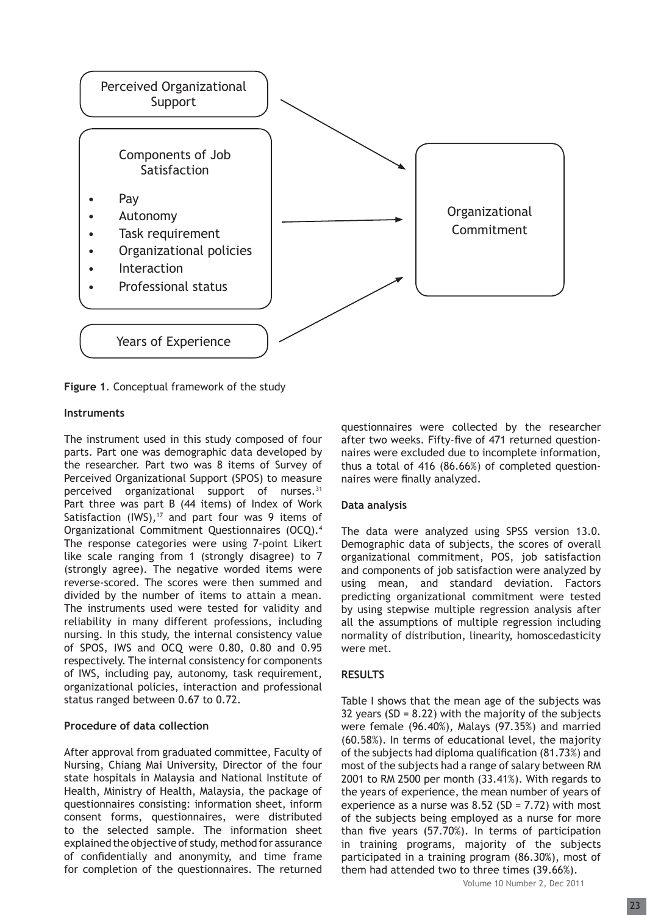Perceived Organizational Support

Components of Job Satisfaction

- Pay
- Autonomy
- Task requirement
- Organizational policies
- Interaction
- Professional status

Years of Experience

Organizational Commitment

**Figure 1**. Conceptual framework of the study

**Instruments**

The instrument used in this study composed of four parts. Part one was demographic data developed by the researcher. Part two was 8 items of Survey of Perceived Organizational Support (SPOS) to measure perceived organizational support of nurses.[31] Part three was part B (44 items) of Index of Work Satisfaction (IWS),[17] and part four was 9 items of Organizational Commitment Questionnaires (OCQ).[4] The response categories were using 7-point Likert like scale ranging from 1 (strongly disagree) to 7 (strongly agree). The negative worded items were reverse-scored. The scores were then summed and divided by the number of items to attain a mean. The instruments used were tested for validity and reliability in many different professions, including nursing. In this study, the internal consistency value of SPOS, IWS and OCQ were 0.80, 0.80 and 0.95 respectively. The internal consistency for components of IWS, including pay, autonomy, task requirement, organizational policies, interaction and professional status ranged between 0.67 to 0.72.

**Procedure of data collection**

After approval from graduated committee, Faculty of Nursing, Chiang Mai University, Director of the four state hospitals in Malaysia and National Institute of Health, Ministry of Health, Malaysia, the package of questionnaires consisting: information sheet, inform consent forms, questionnaires, were distributed to the selected sample. The information sheet explained the objective of study, method for assurance of confidentially and anonymity, and time frame for completion of the questionnaires. The returned questionnaires were collected by the researcher after two weeks. Fifty-five of 471 returned questionnaires were excluded due to incomplete information, thus a total of 416 (86.66%) of completed questionnaires were finally analyzed.

**Data analysis**

The data were analyzed using SPSS version 13.0. Demographic data of subjects, the scores of overall organizational commitment, POS, job satisfaction and components of job satisfaction were analyzed by using mean, and standard deviation. Factors predicting organizational commitment were tested by using stepwise multiple regression analysis after all the assumptions of multiple regression including normality of distribution, linearity, homoscedasticity were met.

## RESULTS

Table I shows that the mean age of the subjects was 32 years (SD = 8.22) with the majority of the subjects were female (96.40%), Malays (97.35%) and married (60.58%). In terms of educational level, the majority of the subjects had diploma qualification (81.73%) and most of the subjects had a range of salary between RM 2001 to RM 2500 per month (33.41%). With regards to the years of experience, the mean number of years of experience as a nurse was 8.52 (SD = 7.72) with most of the subjects being employed as a nurse for more than five years (57.70%). In terms of participation in training programs, majority of the subjects participated in a training program (86.30%), most of them had attended two to three times (39.66%).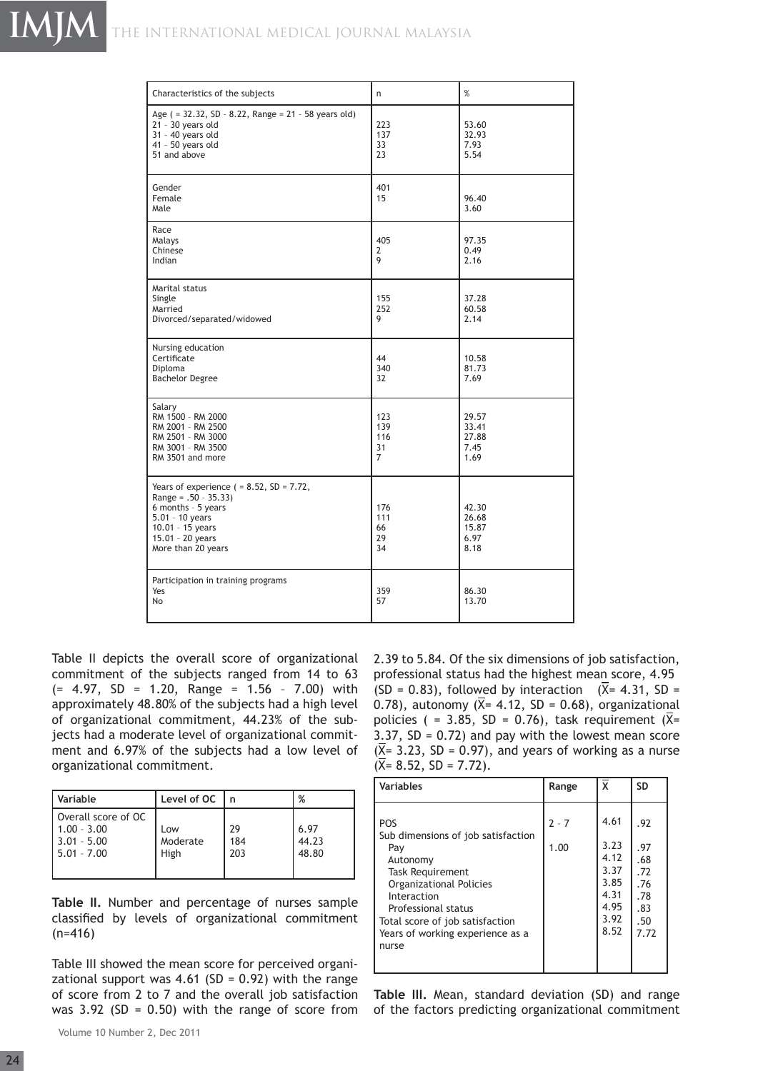| Characteristics of the subjects | n | % |
|---|---|---|
| Age ( = 32.32, SD - 8.22, Range = 21 - 58 years old) | | |
| 21 - 30 years old | 223 | 53.60 |
| 31 - 40 years old | 137 | 32.93 |
| 41 - 50 years old | 33 | 7.93 |
| 51 and above | 23 | 5.54 |
| Gender | 401 | |
| Female | 15 | 96.40 |
| Male | | 3.60 |
| Race | | |
| Malays | 405 | 97.35 |
| Chinese | 2 | 0.49 |
| Indian | 9 | 2.16 |
| Marital status | | |
| Single | 155 | 37.28 |
| Married | 252 | 60.58 |
| Divorced/separated/widowed | 9 | 2.14 |
| Nursing education | | |
| Certificate | 44 | 10.58 |
| Diploma | 340 | 81.73 |
| Bachelor Degree | 32 | 7.69 |
| Salary | | |
| RM 1500 - RM 2000 | 123 | 29.57 |
| RM 2001 - RM 2500 | 139 | 33.41 |
| RM 2501 - RM 3000 | 116 | 27.88 |
| RM 3001 - RM 3500 | 31 | 7.45 |
| RM 3501 and more | 7 | 1.69 |
| Years of experience ( = 8.52, SD = 7.72, Range = .50 - 35.33) | | |
| 6 months - 5 years | 176 | 42.30 |
| 5.01 - 10 years | 111 | 26.68 |
| 10.01 - 15 years | 66 | 15.87 |
| 15.01 - 20 years | 29 | 6.97 |
| More than 20 years | 34 | 8.18 |
| Participation in training programs | | |
| Yes | 359 | 86.30 |
| No | 57 | 13.70 |

Table II depicts the overall score of organizational commitment of the subjects ranged from 14 to 63 (= 4.97, SD = 1.20, Range = 1.56 - 7.00) with approximately 48.80% of the subjects had a high level of organizational commitment, 44.23% of the subjects had a moderate level of organizational commitment and 6.97% of the subjects had a low level of organizational commitment.

| Variable | Level of OC | n | % |
|---|---|---|---|
| Overall score of OC | | | |
| 1.00 - 3.00 | Low | 29 | 6.97 |
| 3.01 - 5.00 | Moderate | 184 | 44.23 |
| 5.01 - 7.00 | High | 203 | 48.80 |

**Table II.** Number and percentage of nurses sample classified by levels of organizational commitment (n=416)

Table III showed the mean score for perceived organizational support was 4.61 (SD = 0.92) with the range of score from 2 to 7 and the overall job satisfaction was 3.92 (SD = 0.50) with the range of score from 2.39 to 5.84. Of the six dimensions of job satisfaction, professional status had the highest mean score, 4.95 (SD = 0.83), followed by interaction ($\bar{X}$= 4.31, SD = 0.78), autonomy ($\bar{X}$= 4.12, SD = 0.68), organizational policies ( = 3.85, SD = 0.76), task requirement ($\bar{X}$= 3.37, SD = 0.72) and pay with the lowest mean score ($\bar{X}$= 3.23, SD = 0.97), and years of working as a nurse ($\bar{X}$= 8.52, SD = 7.72).

| Variables | Range | $\bar{X}$ | SD |
|---|---|---|---|
| POS | 2 - 7 | 4.61 | .92 |
| Sub dimensions of job satisfaction | | | |
| Pay | 1.00 | 3.23 | .97 |
| Autonomy | | 4.12 | .68 |
| Task Requirement | | 3.37 | .72 |
| Organizational Policies | | 3.85 | .76 |
| Interaction | | 4.31 | .78 |
| Professional status | | 4.95 | .83 |
| Total score of job satisfaction | | 3.92 | .50 |
| Years of working experience as a nurse | | 8.52 | 7.72 |

**Table III.** Mean, standard deviation (SD) and range of the factors predicting organizational commitment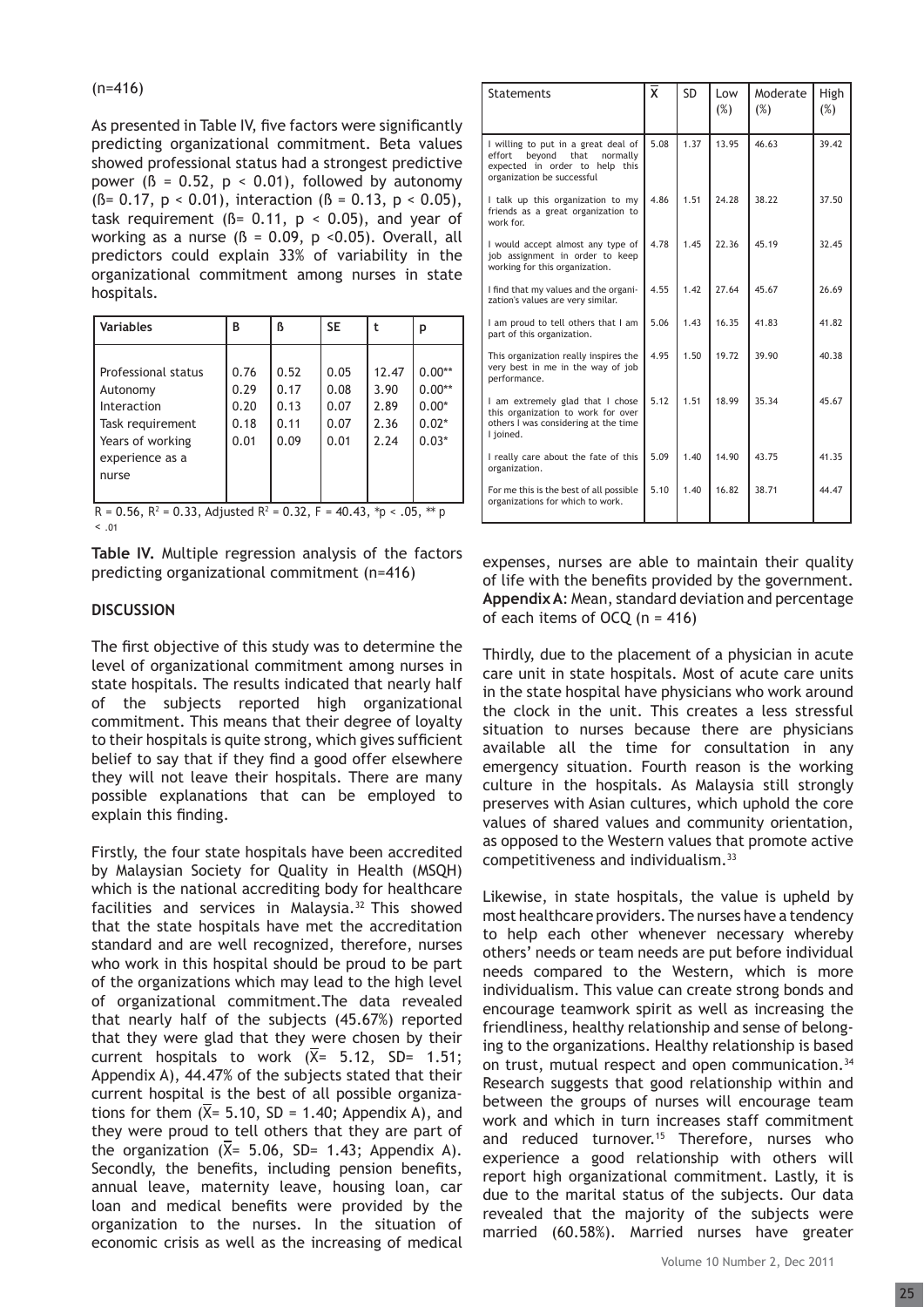(n=416)

As presented in Table IV, five factors were significantly predicting organizational commitment. Beta values showed professional status had a strongest predictive power (ß = 0.52, $p < 0.01$), followed by autonomy (ß= 0.17, $p < 0.01$), interaction (ß = 0.13, $p < 0.05$), task requirement (ß= 0.11, $p < 0.05$), and year of working as a nurse (ß = 0.09, $p < 0.05$). Overall, all predictors could explain 33% of variability in the organizational commitment among nurses in state hospitals.

| Variables | B | ß | SE | t | p |
|---|---|---|---|---|---|
| Professional status | 0.76 | 0.52 | 0.05 | 12.47 | 0.00** |
| Autonomy | 0.29 | 0.17 | 0.08 | 3.90 | 0.00** |
| Interaction | 0.20 | 0.13 | 0.07 | 2.89 | 0.00* |
| Task requirement | 0.18 | 0.11 | 0.07 | 2.36 | 0.02* |
| Years of working experience as a nurse | 0.01 | 0.09 | 0.01 | 2.24 | 0.03* |

R = 0.56, $R^2$ = 0.33, Adjusted $R^2$ = 0.32, F = 40.43, *p < .05, ** p < .01

**Table IV.** Multiple regression analysis of the factors predicting organizational commitment (n=416)

## DISCUSSION

The first objective of this study was to determine the level of organizational commitment among nurses in state hospitals. The results indicated that nearly half of the subjects reported high organizational commitment. This means that their degree of loyalty to their hospitals is quite strong, which gives sufficient belief to say that if they find a good offer elsewhere they will not leave their hospitals. There are many possible explanations that can be employed to explain this finding.

Firstly, the four state hospitals have been accredited by Malaysian Society for Quality in Health (MSQH) which is the national accrediting body for healthcare facilities and services in Malaysia.[32] This showed that the state hospitals have met the accreditation standard and are well recognized, therefore, nurses who work in this hospital should be proud to be part of the organizations which may lead to the high level of organizational commitment.The data revealed that nearly half of the subjects (45.67%) reported that they were glad that they were chosen by their current hospitals to work ($\bar{X}$= 5.12, SD= 1.51; Appendix A), 44.47% of the subjects stated that their current hospital is the best of all possible organizations for them ($\bar{X}$= 5.10, SD = 1.40; Appendix A), and they were proud to tell others that they are part of the organization ($\bar{X}$= 5.06, SD= 1.43; Appendix A). Secondly, the benefits, including pension benefits, annual leave, maternity leave, housing loan, car loan and medical benefits were provided by the organization to the nurses. In the situation of economic crisis as well as the increasing of medical expenses, nurses are able to maintain their quality of life with the benefits provided by the government.

| Statements | $\bar{X}$ | SD | Low (%) | Moderate (%) | High (%) |
|---|---|---|---|---|---|
| I willing to put in a great deal of effort beyond that normally expected in order to help this organization be successful | 5.08 | 1.37 | 13.95 | 46.63 | 39.42 |
| I talk up this organization to my friends as a great organization to work for. | 4.86 | 1.51 | 24.28 | 38.22 | 37.50 |
| I would accept almost any type of job assignment in order to keep working for this organization. | 4.78 | 1.45 | 22.36 | 45.19 | 32.45 |
| I find that my values and the organization's values are very similar. | 4.55 | 1.42 | 27.64 | 45.67 | 26.69 |
| I am proud to tell others that I am part of this organization. | 5.06 | 1.43 | 16.35 | 41.83 | 41.82 |
| This organization really inspires the very best in me in the way of job performance. | 4.95 | 1.50 | 19.72 | 39.90 | 40.38 |
| I am extremely glad that I chose this organization to work for over others I was considering at the time I joined. | 5.12 | 1.51 | 18.99 | 35.34 | 45.67 |
| I really care about the fate of this organization. | 5.09 | 1.40 | 14.90 | 43.75 | 41.35 |
| For me this is the best of all possible organizations for which to work. | 5.10 | 1.40 | 16.82 | 38.71 | 44.47 |

**Appendix A**: Mean, standard deviation and percentage of each items of OCQ (n = 416)

Thirdly, due to the placement of a physician in acute care unit in state hospitals. Most of acute care units in the state hospital have physicians who work around the clock in the unit. This creates a less stressful situation to nurses because there are physicians available all the time for consultation in any emergency situation. Fourth reason is the working culture in the hospitals. As Malaysia still strongly preserves with Asian cultures, which uphold the core values of shared values and community orientation, as opposed to the Western values that promote active competitiveness and individualism.[33]

Likewise, in state hospitals, the value is upheld by most healthcare providers. The nurses have a tendency to help each other whenever necessary whereby others' needs or team needs are put before individual needs compared to the Western, which is more individualism. This value can create strong bonds and encourage teamwork spirit as well as increasing the friendliness, healthy relationship and sense of belonging to the organizations. Healthy relationship is based on trust, mutual respect and open communication.[34] Research suggests that good relationship within and between the groups of nurses will encourage team work and which in turn increases staff commitment and reduced turnover.[15] Therefore, nurses who experience a good relationship with others will report high organizational commitment. Lastly, it is due to the marital status of the subjects. Our data revealed that the majority of the subjects were married (60.58%). Married nurses have greater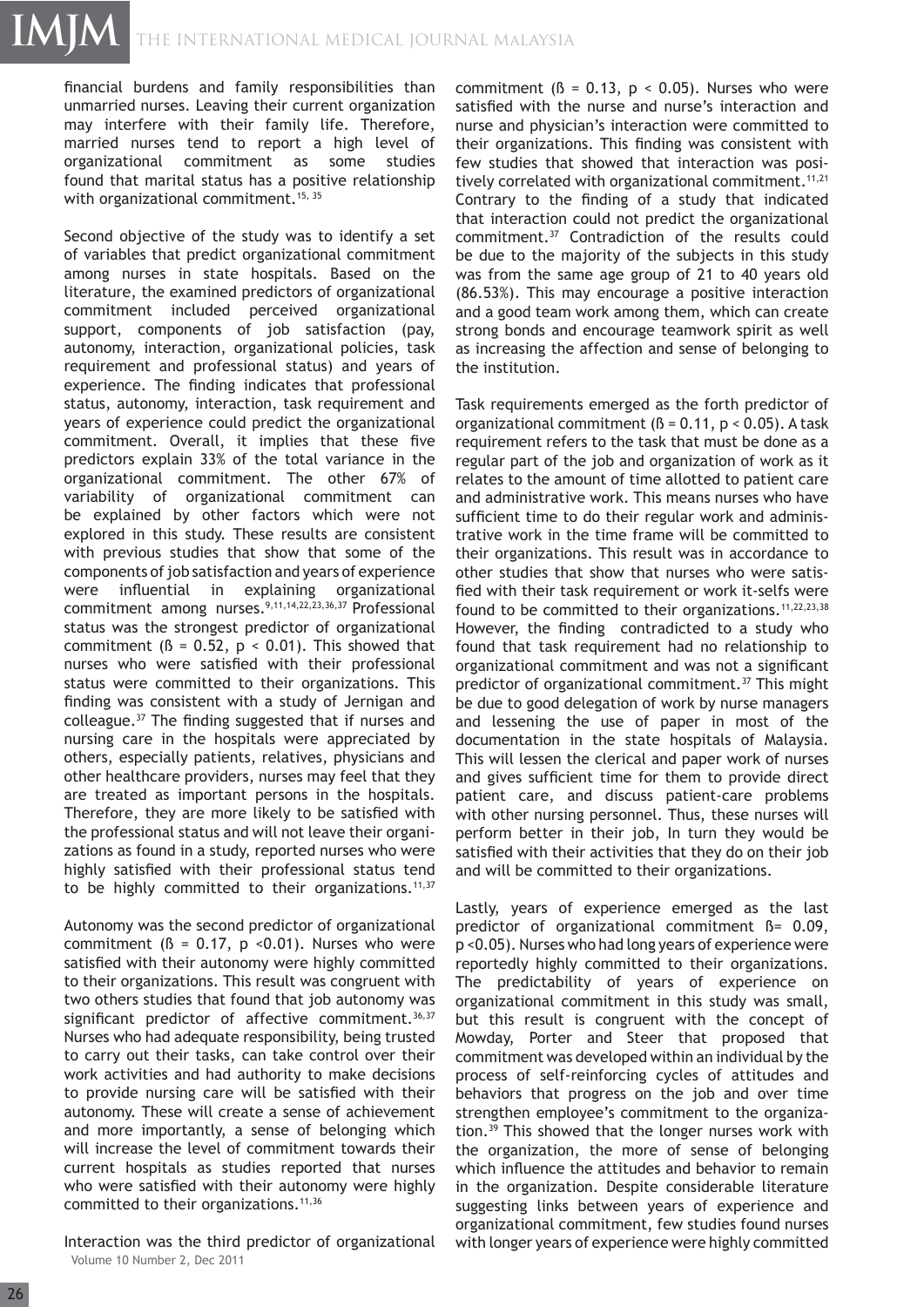financial burdens and family responsibilities than unmarried nurses. Leaving their current organization may interfere with their family life. Therefore, married nurses tend to report a high level of organizational commitment as some studies found that marital status has a positive relationship with organizational commitment.[15, 35]

Second objective of the study was to identify a set of variables that predict organizational commitment among nurses in state hospitals. Based on the literature, the examined predictors of organizational commitment included perceived organizational support, components of job satisfaction (pay, autonomy, interaction, organizational policies, task requirement and professional status) and years of experience. The finding indicates that professional status, autonomy, interaction, task requirement and years of experience could predict the organizational commitment. Overall, it implies that these five predictors explain 33% of the total variance in the organizational commitment. The other 67% of variability of organizational commitment can be explained by other factors which were not explored in this study. These results are consistent with previous studies that show that some of the components of job satisfaction and years of experience were influential in explaining organizational commitment among nurses.[9,11,14,22,23,36,37] Professional status was the strongest predictor of organizational commitment ($ß = 0.52$, $p < 0.01$). This showed that nurses who were satisfied with their professional status were committed to their organizations. This finding was consistent with a study of Jernigan and colleague.[37] The finding suggested that if nurses and nursing care in the hospitals were appreciated by others, especially patients, relatives, physicians and other healthcare providers, nurses may feel that they are treated as important persons in the hospitals. Therefore, they are more likely to be satisfied with the professional status and will not leave their organizations as found in a study, reported nurses who were highly satisfied with their professional status tend to be highly committed to their organizations.[11,37]

Autonomy was the second predictor of organizational commitment ($ß = 0.17$, $p < 0.01$). Nurses who were satisfied with their autonomy were highly committed to their organizations. This result was congruent with two others studies that found that job autonomy was significant predictor of affective commitment.[36,37] Nurses who had adequate responsibility, being trusted to carry out their tasks, can take control over their work activities and had authority to make decisions to provide nursing care will be satisfied with their autonomy. These will create a sense of achievement and more importantly, a sense of belonging which will increase the level of commitment towards their current hospitals as studies reported that nurses who were satisfied with their autonomy were highly committed to their organizations.[11,36]

Interaction was the third predictor of organizational commitment ($ß = 0.13$, $p < 0.05$). Nurses who were satisfied with the nurse and nurse's interaction and nurse and physician's interaction were committed to their organizations. This finding was consistent with few studies that showed that interaction was positively correlated with organizational commitment.[11,21] Contrary to the finding of a study that indicated that interaction could not predict the organizational commitment.[37] Contradiction of the results could be due to the majority of the subjects in this study was from the same age group of 21 to 40 years old (86.53%). This may encourage a positive interaction and a good team work among them, which can create strong bonds and encourage teamwork spirit as well as increasing the affection and sense of belonging to the institution.

Task requirements emerged as the forth predictor of organizational commitment ($ß = 0.11$, $p < 0.05$). A task requirement refers to the task that must be done as a regular part of the job and organization of work as it relates to the amount of time allotted to patient care and administrative work. This means nurses who have sufficient time to do their regular work and administrative work in the time frame will be committed to their organizations. This result was in accordance to other studies that show that nurses who were satisfied with their task requirement or work it-selfs were found to be committed to their organizations.[11,22,23,38] However, the finding contradicted to a study who found that task requirement had no relationship to organizational commitment and was not a significant predictor of organizational commitment.[37] This might be due to good delegation of work by nurse managers and lessening the use of paper in most of the documentation in the state hospitals of Malaysia. This will lessen the clerical and paper work of nurses and gives sufficient time for them to provide direct patient care, and discuss patient-care problems with other nursing personnel. Thus, these nurses will perform better in their job, In turn they would be satisfied with their activities that they do on their job and will be committed to their organizations.

Lastly, years of experience emerged as the last predictor of organizational commitment $ß= 0.09$, $p <0.05$). Nurses who had long years of experience were reportedly highly committed to their organizations. The predictability of years of experience on organizational commitment in this study was small, but this result is congruent with the concept of Mowday, Porter and Steer that proposed that commitment was developed within an individual by the process of self-reinforcing cycles of attitudes and behaviors that progress on the job and over time strengthen employee's commitment to the organization.[39] This showed that the longer nurses work with the organization, the more of sense of belonging which influence the attitudes and behavior to remain in the organization. Despite considerable literature suggesting links between years of experience and organizational commitment, few studies found nurses with longer years of experience were highly committed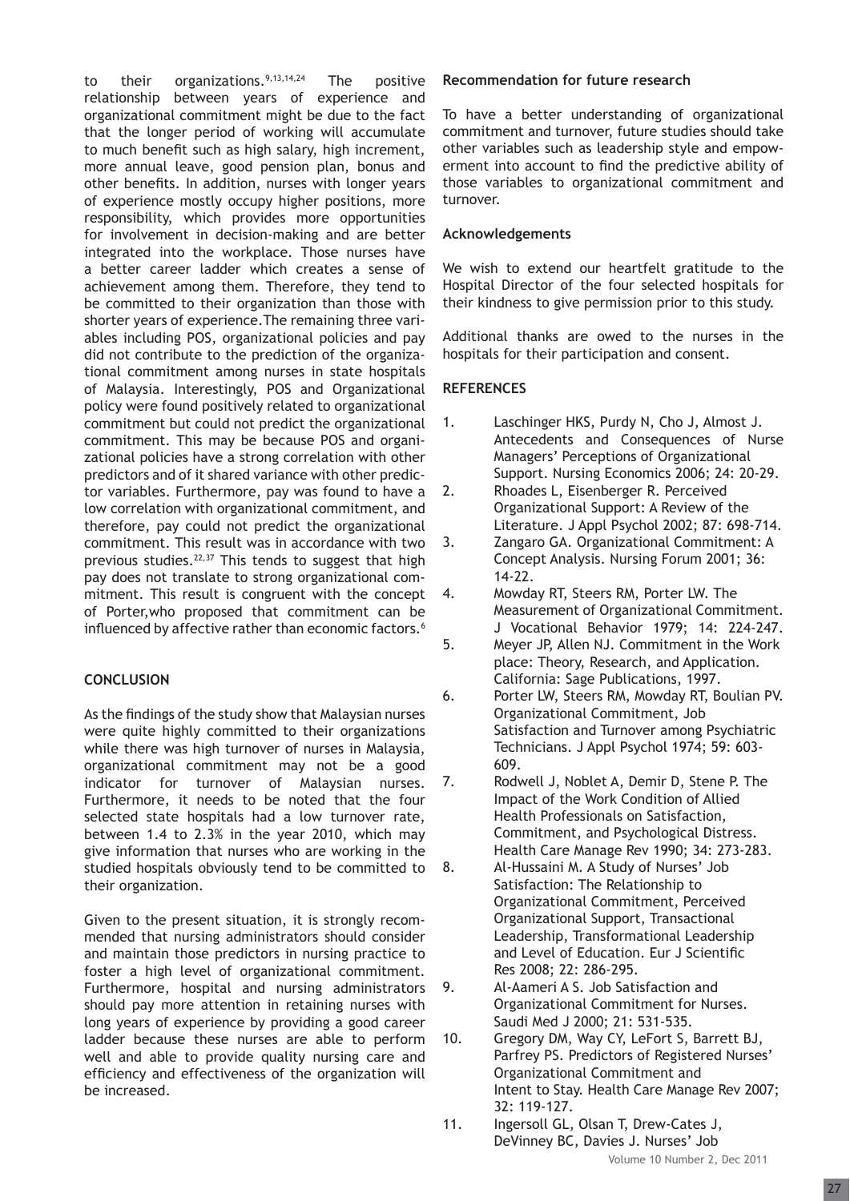to their organizations.[9,13,14,24] The positive relationship between years of experience and organizational commitment might be due to the fact that the longer period of working will accumulate to much benefit such as high salary, high increment, more annual leave, good pension plan, bonus and other benefits. In addition, nurses with longer years of experience mostly occupy higher positions, more responsibility, which provides more opportunities for involvement in decision-making and are better integrated into the workplace. Those nurses have a better career ladder which creates a sense of achievement among them. Therefore, they tend to be committed to their organization than those with shorter years of experience.The remaining three variables including POS, organizational policies and pay did not contribute to the prediction of the organizational commitment among nurses in state hospitals of Malaysia. Interestingly, POS and Organizational policy were found positively related to organizational commitment but could not predict the organizational commitment. This may be because POS and organizational policies have a strong correlation with other predictors and of it shared variance with other predictor variables. Furthermore, pay was found to have a low correlation with organizational commitment, and therefore, pay could not predict the organizational commitment. This result was in accordance with two previous studies.[22,37] This tends to suggest that high pay does not translate to strong organizational commitment. This result is congruent with the concept of Porter,who proposed that commitment can be influenced by affective rather than economic factors.[6]

## CONCLUSION

As the findings of the study show that Malaysian nurses were quite highly committed to their organizations while there was high turnover of nurses in Malaysia, organizational commitment may not be a good indicator for turnover of Malaysian nurses. Furthermore, it needs to be noted that the four selected state hospitals had a low turnover rate, between 1.4 to 2.3% in the year 2010, which may give information that nurses who are working in the studied hospitals obviously tend to be committed to their organization.

Given to the present situation, it is strongly recommended that nursing administrators should consider and maintain those predictors in nursing practice to foster a high level of organizational commitment. Furthermore, hospital and nursing administrators should pay more attention in retaining nurses with long years of experience by providing a good career ladder because these nurses are able to perform well and able to provide quality nursing care and efficiency and effectiveness of the organization will be increased.

### Recommendation for future research

To have a better understanding of organizational commitment and turnover, future studies should take other variables such as leadership style and empowerment into account to find the predictive ability of those variables to organizational commitment and turnover.

### Acknowledgements

We wish to extend our heartfelt gratitude to the Hospital Director of the four selected hospitals for their kindness to give permission prior to this study.

Additional thanks are owed to the nurses in the hospitals for their participation and consent.

## REFERENCES

1. Laschinger HKS, Purdy N, Cho J, Almost J. Antecedents and Consequences of Nurse Managers' Perceptions of Organizational Support. Nursing Economics 2006; 24: 20-29.
2. Rhoades L, Eisenberger R. Perceived Organizational Support: A Review of the Literature. J Appl Psychol 2002; 87: 698-714.
3. Zangaro GA. Organizational Commitment: A Concept Analysis. Nursing Forum 2001; 36: 14-22.
4. Mowday RT, Steers RM, Porter LW. The Measurement of Organizational Commitment. J Vocational Behavior 1979; 14: 224-247.
5. Meyer JP, Allen NJ. Commitment in the Work place: Theory, Research, and Application. California: Sage Publications, 1997.
6. Porter LW, Steers RM, Mowday RT, Boulian PV. Organizational Commitment, Job Satisfaction and Turnover among Psychiatric Technicians. J Appl Psychol 1974; 59: 603-609.
7. Rodwell J, Noblet A, Demir D, Stene P. The Impact of the Work Condition of Allied Health Professionals on Satisfaction, Commitment, and Psychological Distress. Health Care Manage Rev 1990; 34: 273-283.
8. Al-Hussaini M. A Study of Nurses' Job Satisfaction: The Relationship to Organizational Commitment, Perceived Organizational Support, Transactional Leadership, Transformational Leadership and Level of Education. Eur J Scientific Res 2008; 22: 286-295.
9. Al-Aameri A S. Job Satisfaction and Organizational Commitment for Nurses. Saudi Med J 2000; 21: 531-535.
10. Gregory DM, Way CY, LeFort S, Barrett BJ, Parfrey PS. Predictors of Registered Nurses' Organizational Commitment and Intent to Stay. Health Care Manage Rev 2007; 32: 119-127.
11. Ingersoll GL, Olsan T, Drew-Cates J, DeVinney BC, Davies J. Nurses' Job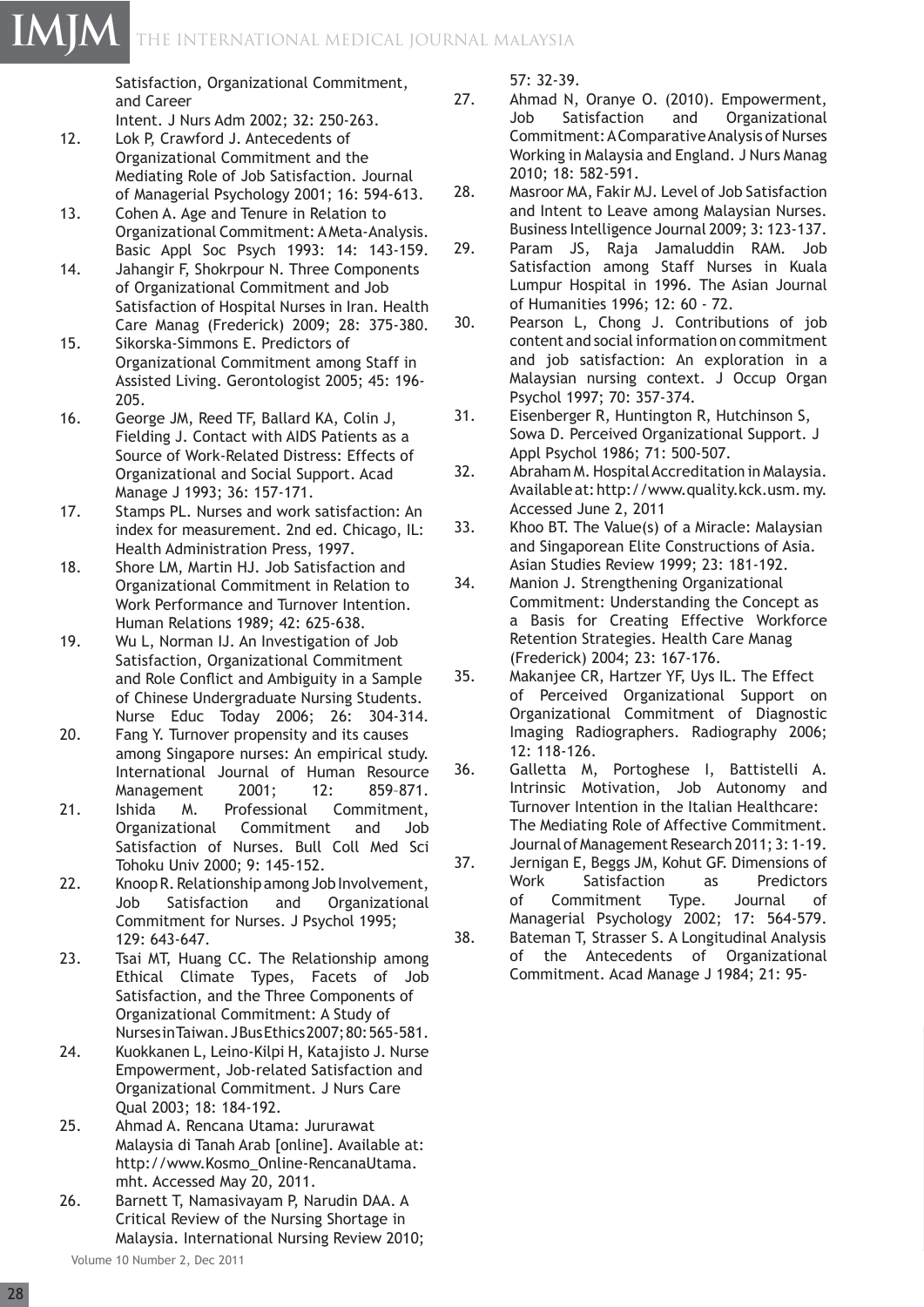Satisfaction, Organizational Commitment, and Career Intent. J Nurs Adm 2002; 32: 250-263.

12. Lok P, Crawford J. Antecedents of Organizational Commitment and the Mediating Role of Job Satisfaction. Journal of Managerial Psychology 2001; 16: 594-613.
13. Cohen A. Age and Tenure in Relation to Organizational Commitment: A Meta-Analysis. Basic Appl Soc Psych 1993: 14: 143-159.
14. Jahangir F, Shokrpour N. Three Components of Organizational Commitment and Job Satisfaction of Hospital Nurses in Iran. Health Care Manag (Frederick) 2009; 28: 375-380.
15. Sikorska-Simmons E. Predictors of Organizational Commitment among Staff in Assisted Living. Gerontologist 2005; 45: 196-205.
16. George JM, Reed TF, Ballard KA, Colin J, Fielding J. Contact with AIDS Patients as a Source of Work-Related Distress: Effects of Organizational and Social Support. Acad Manage J 1993; 36: 157-171.
17. Stamps PL. Nurses and work satisfaction: An index for measurement. 2nd ed. Chicago, IL: Health Administration Press, 1997.
18. Shore LM, Martin HJ. Job Satisfaction and Organizational Commitment in Relation to Work Performance and Turnover Intention. Human Relations 1989; 42: 625-638.
19. Wu L, Norman IJ. An Investigation of Job Satisfaction, Organizational Commitment and Role Conflict and Ambiguity in a Sample of Chinese Undergraduate Nursing Students. Nurse Educ Today 2006; 26: 304-314.
20. Fang Y. Turnover propensity and its causes among Singapore nurses: An empirical study. International Journal of Human Resource Management 2001; 12: 859–871.
21. Ishida M. Professional Commitment, Organizational Commitment and Job Satisfaction of Nurses. Bull Coll Med Sci Tohoku Univ 2000; 9: 145-152.
22. Knoop R. Relationship among Job Involvement, Job Satisfaction and Organizational Commitment for Nurses. J Psychol 1995; 129: 643-647.
23. Tsai MT, Huang CC. The Relationship among Ethical Climate Types, Facets of Job Satisfaction, and the Three Components of Organizational Commitment: A Study of Nurses in Taiwan. J Bus Ethics 2007; 80: 565-581.
24. Kuokkanen L, Leino-Kilpi H, Katajisto J. Nurse Empowerment, Job-related Satisfaction and Organizational Commitment. J Nurs Care Qual 2003; 18: 184-192.
25. Ahmad A. Rencana Utama: Jururawat Malaysia di Tanah Arab [online]. Available at: http://www.Kosmo_Online-RencanaUtama.mht. Accessed May 20, 2011.
26. Barnett T, Namasivayam P, Narudin DAA. A Critical Review of the Nursing Shortage in Malaysia. International Nursing Review 2010; 57: 32-39.
27. Ahmad N, Oranye O. (2010). Empowerment, Job Satisfaction and Organizational Commitment: A Comparative Analysis of Nurses Working in Malaysia and England. J Nurs Manag 2010; 18: 582-591.
28. Masroor MA, Fakir MJ. Level of Job Satisfaction and Intent to Leave among Malaysian Nurses. Business Intelligence Journal 2009; 3: 123-137.
29. Param JS, Raja Jamaluddin RAM. Job Satisfaction among Staff Nurses in Kuala Lumpur Hospital in 1996. The Asian Journal of Humanities 1996; 12: 60 - 72.
30. Pearson L, Chong J. Contributions of job content and social information on commitment and job satisfaction: An exploration in a Malaysian nursing context. J Occup Organ Psychol 1997; 70: 357-374.
31. Eisenberger R, Huntington R, Hutchinson S, Sowa D. Perceived Organizational Support. J Appl Psychol 1986; 71: 500-507.
32. Abraham M. Hospital Accreditation in Malaysia. Available at: http://www.quality.kck.usm.my. Accessed June 2, 2011
33. Khoo BT. The Value(s) of a Miracle: Malaysian and Singaporean Elite Constructions of Asia. Asian Studies Review 1999; 23: 181-192.
34. Manion J. Strengthening Organizational Commitment: Understanding the Concept as a Basis for Creating Effective Workforce Retention Strategies. Health Care Manag (Frederick) 2004; 23: 167-176.
35. Makanjee CR, Hartzer YF, Uys IL. The Effect of Perceived Organizational Support on Organizational Commitment of Diagnostic Imaging Radiographers. Radiography 2006; 12: 118-126.
36. Galletta M, Portoghese I, Battistelli A. Intrinsic Motivation, Job Autonomy and Turnover Intention in the Italian Healthcare: The Mediating Role of Affective Commitment. Journal of Management Research 2011; 3: 1-19.
37. Jernigan E, Beggs JM, Kohut GF. Dimensions of Work Satisfaction as Predictors of Commitment Type. Journal of Managerial Psychology 2002; 17: 564-579.
38. Bateman T, Strasser S. A Longitudinal Analysis of the Antecedents of Organizational Commitment. Acad Manage J 1984; 21: 95-